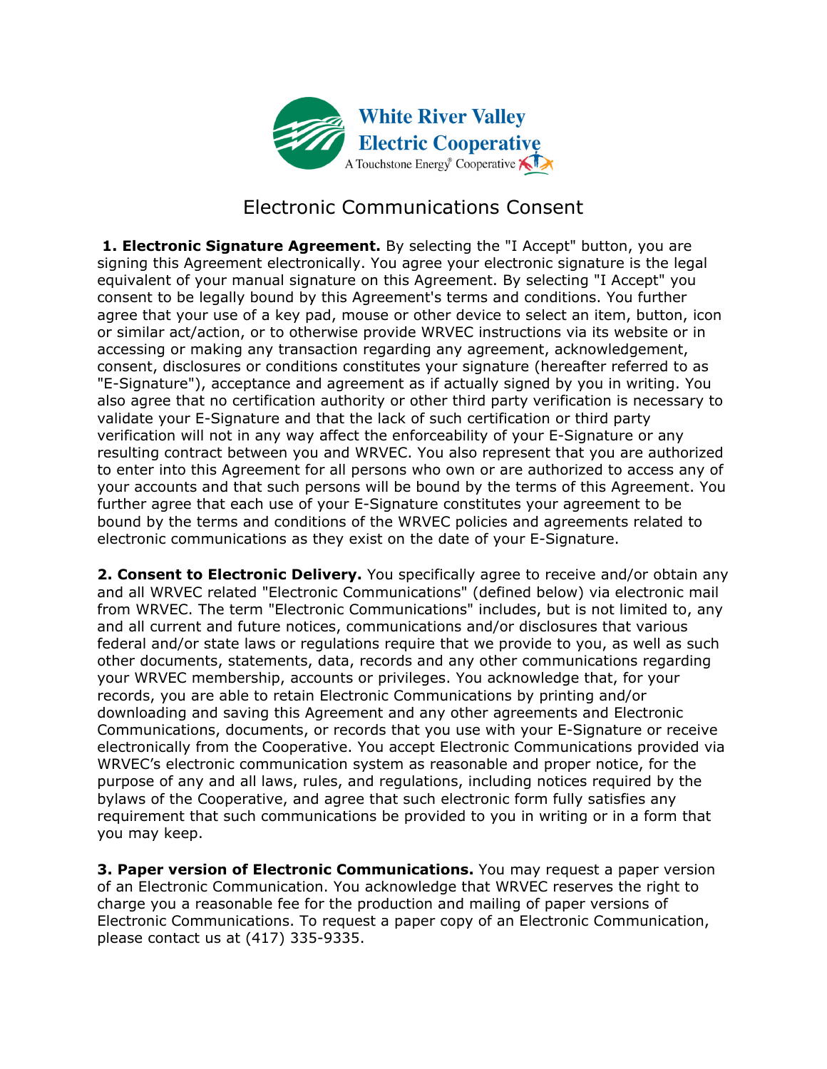White River Valley Electric Cooperative

A Touchstone Energy® Cooperative

# Electronic Communications Consent

**1. Electronic Signature Agreement.** By selecting the "I Accept" button, you are signing this Agreement electronically. You agree your electronic signature is the legal equivalent of your manual signature on this Agreement. By selecting "I Accept" you consent to be legally bound by this Agreement's terms and conditions. You further agree that your use of a key pad, mouse or other device to select an item, button, icon or similar act/action, or to otherwise provide WRVEC instructions via its website or in accessing or making any transaction regarding any agreement, acknowledgement, consent, disclosures or conditions constitutes your signature (hereafter referred to as "E-Signature"), acceptance and agreement as if actually signed by you in writing. You also agree that no certification authority or other third party verification is necessary to validate your E-Signature and that the lack of such certification or third party verification will not in any way affect the enforceability of your E-Signature or any resulting contract between you and WRVEC. You also represent that you are authorized to enter into this Agreement for all persons who own or are authorized to access any of your accounts and that such persons will be bound by the terms of this Agreement. You further agree that each use of your E-Signature constitutes your agreement to be bound by the terms and conditions of the WRVEC policies and agreements related to electronic communications as they exist on the date of your E-Signature.

**2. Consent to Electronic Delivery.** You specifically agree to receive and/or obtain any and all WRVEC related "Electronic Communications" (defined below) via electronic mail from WRVEC. The term "Electronic Communications" includes, but is not limited to, any and all current and future notices, communications and/or disclosures that various federal and/or state laws or regulations require that we provide to you, as well as such other documents, statements, data, records and any other communications regarding your WRVEC membership, accounts or privileges. You acknowledge that, for your records, you are able to retain Electronic Communications by printing and/or downloading and saving this Agreement and any other agreements and Electronic Communications, documents, or records that you use with your E-Signature or receive electronically from the Cooperative. You accept Electronic Communications provided via WRVEC's electronic communication system as reasonable and proper notice, for the purpose of any and all laws, rules, and regulations, including notices required by the bylaws of the Cooperative, and agree that such electronic form fully satisfies any requirement that such communications be provided to you in writing or in a form that you may keep.

**3. Paper version of Electronic Communications.** You may request a paper version of an Electronic Communication. You acknowledge that WRVEC reserves the right to charge you a reasonable fee for the production and mailing of paper versions of Electronic Communications. To request a paper copy of an Electronic Communication, please contact us at (417) 335-9335.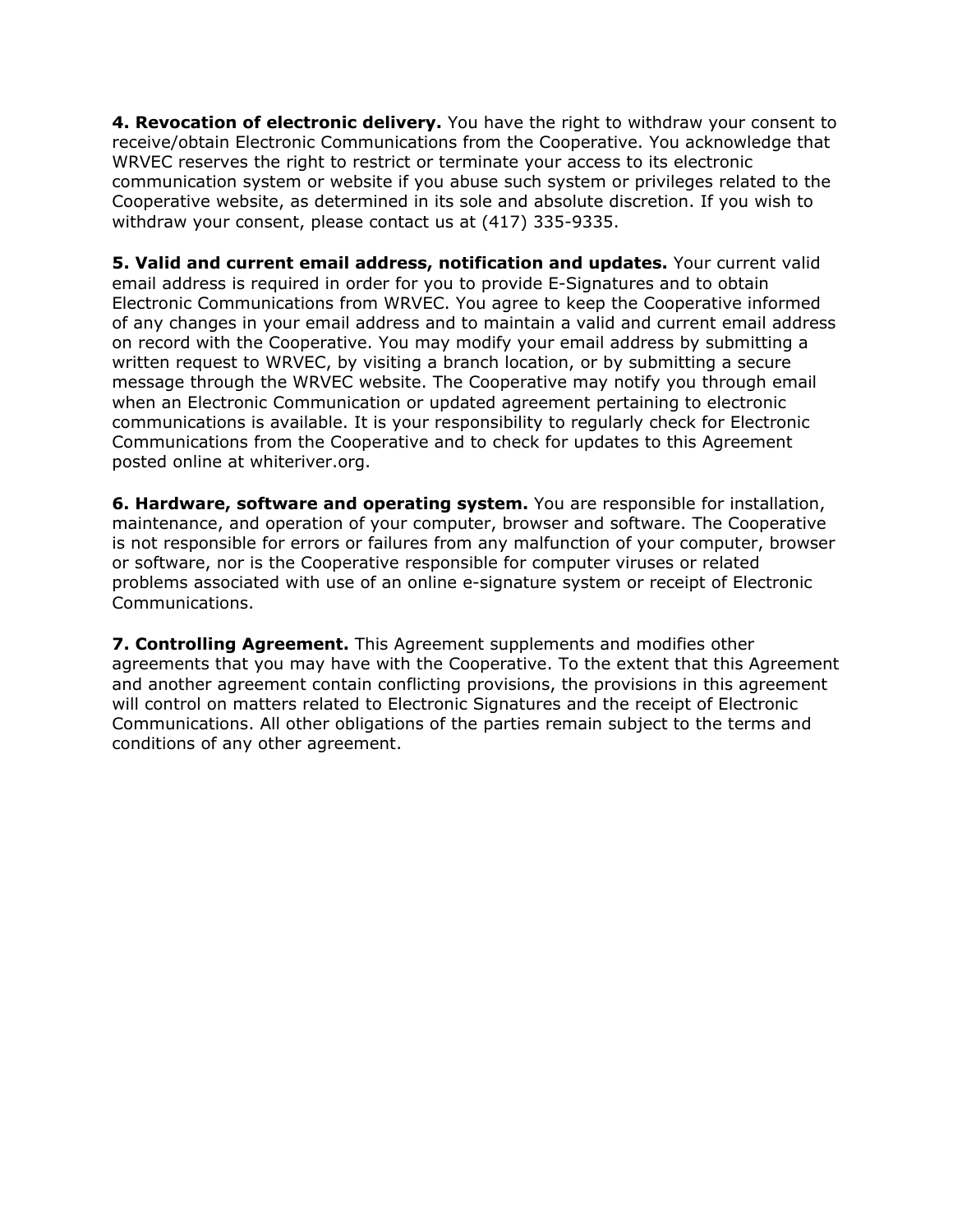**4. Revocation of electronic delivery.** You have the right to withdraw your consent to receive/obtain Electronic Communications from the Cooperative. You acknowledge that WRVEC reserves the right to restrict or terminate your access to its electronic communication system or website if you abuse such system or privileges related to the Cooperative website, as determined in its sole and absolute discretion. If you wish to withdraw your consent, please contact us at (417) 335-9335.

**5. Valid and current email address, notification and updates.** Your current valid email address is required in order for you to provide E-Signatures and to obtain Electronic Communications from WRVEC. You agree to keep the Cooperative informed of any changes in your email address and to maintain a valid and current email address on record with the Cooperative. You may modify your email address by submitting a written request to WRVEC, by visiting a branch location, or by submitting a secure message through the WRVEC website. The Cooperative may notify you through email when an Electronic Communication or updated agreement pertaining to electronic communications is available. It is your responsibility to regularly check for Electronic Communications from the Cooperative and to check for updates to this Agreement posted online at whiteriver.org.

**6. Hardware, software and operating system.** You are responsible for installation, maintenance, and operation of your computer, browser and software. The Cooperative is not responsible for errors or failures from any malfunction of your computer, browser or software, nor is the Cooperative responsible for computer viruses or related problems associated with use of an online e-signature system or receipt of Electronic Communications.

**7. Controlling Agreement.** This Agreement supplements and modifies other agreements that you may have with the Cooperative. To the extent that this Agreement and another agreement contain conflicting provisions, the provisions in this agreement will control on matters related to Electronic Signatures and the receipt of Electronic Communications. All other obligations of the parties remain subject to the terms and conditions of any other agreement.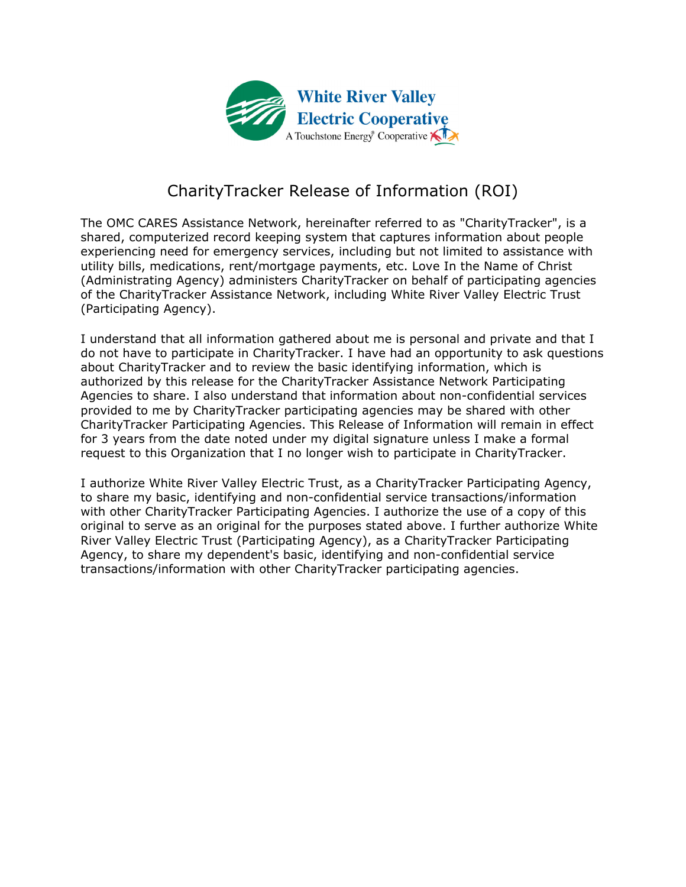White River Valley Electric Cooperative

A Touchstone Energy® Cooperative

# CharityTracker Release of Information (ROI)

The OMC CARES Assistance Network, hereinafter referred to as "CharityTracker", is a shared, computerized record keeping system that captures information about people experiencing need for emergency services, including but not limited to assistance with utility bills, medications, rent/mortgage payments, etc. Love In the Name of Christ (Administrating Agency) administers CharityTracker on behalf of participating agencies of the CharityTracker Assistance Network, including White River Valley Electric Trust (Participating Agency).

I understand that all information gathered about me is personal and private and that I do not have to participate in CharityTracker. I have had an opportunity to ask questions about CharityTracker and to review the basic identifying information, which is authorized by this release for the CharityTracker Assistance Network Participating Agencies to share. I also understand that information about non-confidential services provided to me by CharityTracker participating agencies may be shared with other CharityTracker Participating Agencies. This Release of Information will remain in effect for 3 years from the date noted under my digital signature unless I make a formal request to this Organization that I no longer wish to participate in CharityTracker.

I authorize White River Valley Electric Trust, as a CharityTracker Participating Agency, to share my basic, identifying and non-confidential service transactions/information with other CharityTracker Participating Agencies. I authorize the use of a copy of this original to serve as an original for the purposes stated above. I further authorize White River Valley Electric Trust (Participating Agency), as a CharityTracker Participating Agency, to share my dependent's basic, identifying and non-confidential service transactions/information with other CharityTracker participating agencies.